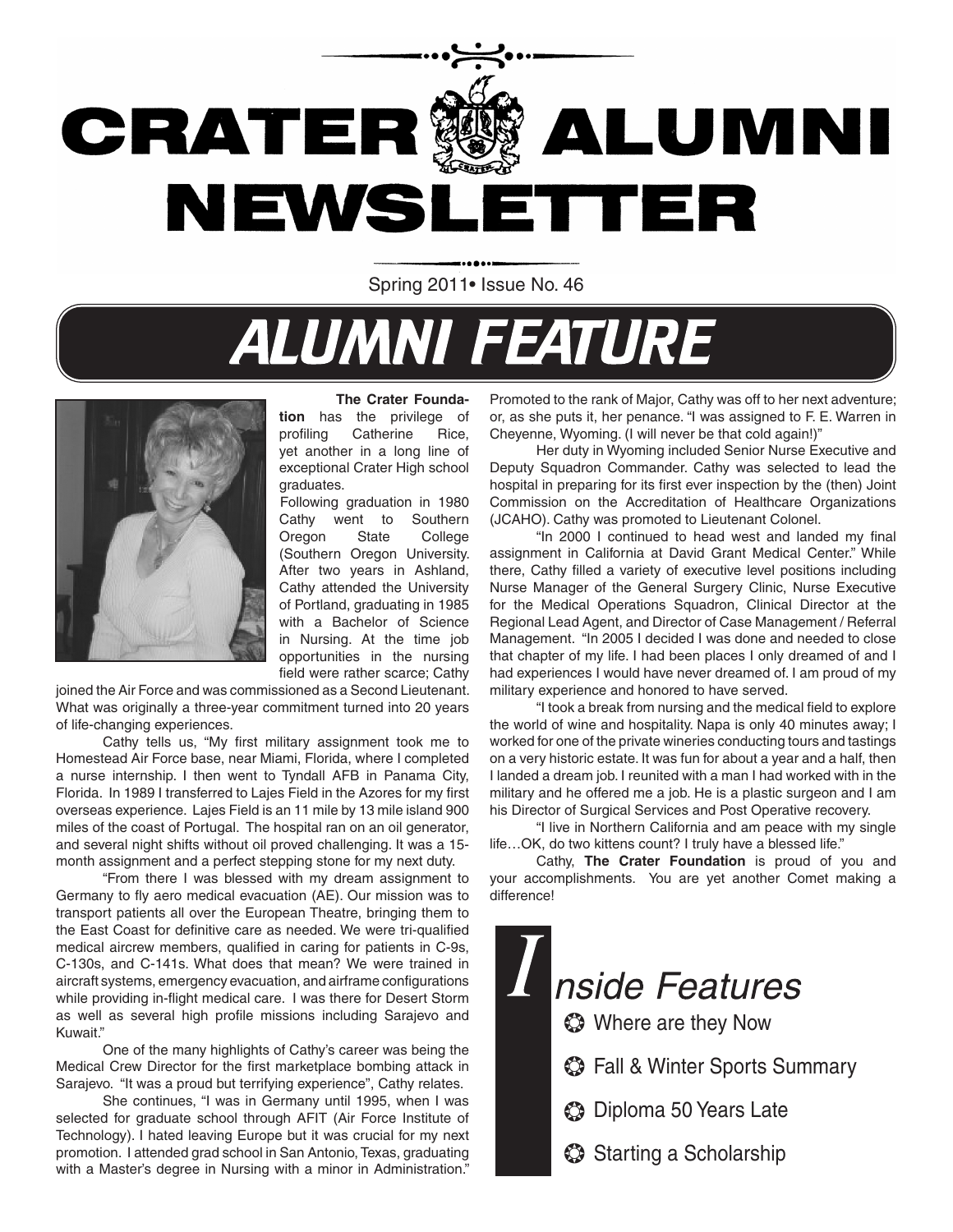# CRATER ALUMNI NEWSLETTER

Spring 2011• Issue No. 46

## ALUMNI FEATURE

**The Crater Foundation** has the privilege of profiling Catherine Rice, yet another in a long line of exceptional Crater High school graduates.

Following graduation in 1980 Cathy went to Southern Oregon State College (Southern Oregon University. After two years in Ashland, Cathy attended the University of Portland, graduating in 1985 with a Bachelor of Science in Nursing. At the time job opportunities in the nursing field were rather scarce; Cathy joined the Air Force and was commissioned as a Second Lieutenant. What was originally a three-year commitment turned into 20 years of life-changing experiences.

Cathy tells us, "My first military assignment took me to Homestead Air Force base, near Miami, Florida, where I completed a nurse internship. I then went to Tyndall AFB in Panama City, Florida. In 1989 I transferred to Lajes Field in the Azores for my first overseas experience. Lajes Field is an 11 mile by 13 mile island 900 miles of the coast of Portugal. The hospital ran on an oil generator, and several night shifts without oil proved challenging. It was a 15-month assignment and a perfect stepping stone for my next duty.

"From there I was blessed with my dream assignment to Germany to fly aero medical evacuation (AE). Our mission was to transport patients all over the European Theatre, bringing them to the East Coast for definitive care as needed. We were tri-qualified medical aircrew members, qualified in caring for patients in C-9s, C-130s, and C-141s. What does that mean? We were trained in aircraft systems, emergency evacuation, and airframe configurations while providing in-flight medical care. I was there for Desert Storm as well as several high profile missions including Sarajevo and Kuwait."

One of the many highlights of Cathy's career was being the Medical Crew Director for the first marketplace bombing attack in Sarajevo. "It was a proud but terrifying experience", Cathy relates.

She continues, "I was in Germany until 1995, when I was selected for graduate school through AFIT (Air Force Institute of Technology). I hated leaving Europe but it was crucial for my next promotion. I attended grad school in San Antonio, Texas, graduating with a Master's degree in Nursing with a minor in Administration."

Promoted to the rank of Major, Cathy was off to her next adventure; or, as she puts it, her penance. "I was assigned to F. E. Warren in Cheyenne, Wyoming. (I will never be that cold again!)"

Her duty in Wyoming included Senior Nurse Executive and Deputy Squadron Commander. Cathy was selected to lead the hospital in preparing for its first ever inspection by the (then) Joint Commission on the Accreditation of Healthcare Organizations (JCAHO). Cathy was promoted to Lieutenant Colonel.

"In 2000 I continued to head west and landed my final assignment in California at David Grant Medical Center." While there, Cathy filled a variety of executive level positions including Nurse Manager of the General Surgery Clinic, Nurse Executive for the Medical Operations Squadron, Clinical Director at the Regional Lead Agent, and Director of Case Management / Referral Management. "In 2005 I decided I was done and needed to close that chapter of my life. I had been places I only dreamed of and I had experiences I would have never dreamed of. I am proud of my military experience and honored to have served.

"I took a break from nursing and the medical field to explore the world of wine and hospitality. Napa is only 40 minutes away; I worked for one of the private wineries conducting tours and tastings on a very historic estate. It was fun for about a year and a half, then I landed a dream job. I reunited with a man I had worked with in the military and he offered me a job. He is a plastic surgeon and I am his Director of Surgical Services and Post Operative recovery.

"I live in Northern California and am peace with my single life…OK, do two kittens count? I truly have a blessed life."

Cathy, **The Crater Foundation** is proud of you and your accomplishments. You are yet another Comet making a difference!

## Inside Features

- Where are they Now
- Fall & Winter Sports Summary
- Diploma 50 Years Late
- Starting a Scholarship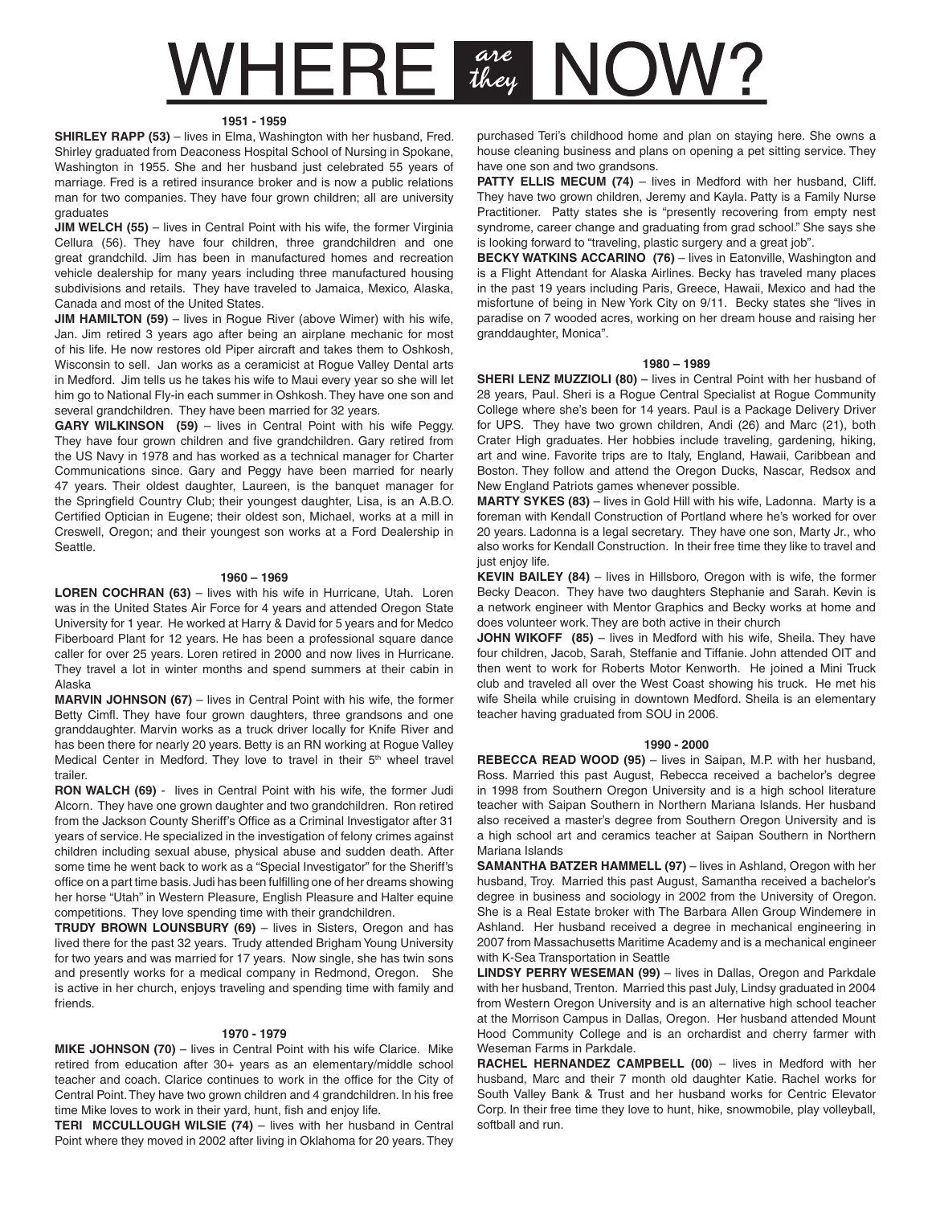# WHERE *are they* NOW?

### 1951 - 1959

**SHIRLEY RAPP (53)** – lives in Elma, Washington with her husband, Fred. Shirley graduated from Deaconess Hospital School of Nursing in Spokane, Washington in 1955. She and her husband just celebrated 55 years of marriage. Fred is a retired insurance broker and is now a public relations man for two companies. They have four grown children; all are university graduates

**JIM WELCH (55)** – lives in Central Point with his wife, the former Virginia Cellura (56). They have four children, three grandchildren and one great grandchild. Jim has been in manufactured homes and recreation vehicle dealership for many years including three manufactured housing subdivisions and retails. They have traveled to Jamaica, Mexico, Alaska, Canada and most of the United States.

**JIM HAMILTON (59)** – lives in Rogue River (above Wimer) with his wife, Jan. Jim retired 3 years ago after being an airplane mechanic for most of his life. He now restores old Piper aircraft and takes them to Oshkosh, Wisconsin to sell. Jan works as a ceramicist at Rogue Valley Dental arts in Medford. Jim tells us he takes his wife to Maui every year so she will let him go to National Fly-in each summer in Oshkosh. They have one son and several grandchildren. They have been married for 32 years.

**GARY WILKINSON (59)** – lives in Central Point with his wife Peggy. They have four grown children and five grandchildren. Gary retired from the US Navy in 1978 and has worked as a technical manager for Charter Communications since. Gary and Peggy have been married for nearly 47 years. Their oldest daughter, Laureen, is the banquet manager for the Springfield Country Club; their youngest daughter, Lisa, is an A.B.O. Certified Optician in Eugene; their oldest son, Michael, works at a mill in Creswell, Oregon; and their youngest son works at a Ford Dealership in Seattle.

### 1960 – 1969

**LOREN COCHRAN (63)** – lives with his wife in Hurricane, Utah. Loren was in the United States Air Force for 4 years and attended Oregon State University for 1 year. He worked at Harry & David for 5 years and for Medco Fiberboard Plant for 12 years. He has been a professional square dance caller for over 25 years. Loren retired in 2000 and now lives in Hurricane. They travel a lot in winter months and spend summers at their cabin in Alaska

**MARVIN JOHNSON (67)** – lives in Central Point with his wife, the former Betty Cimfl. They have four grown daughters, three grandsons and one granddaughter. Marvin works as a truck driver locally for Knife River and has been there for nearly 20 years. Betty is an RN working at Rogue Valley Medical Center in Medford. They love to travel in their 5th wheel travel trailer.

**RON WALCH (69)** - lives in Central Point with his wife, the former Judi Alcorn. They have one grown daughter and two grandchildren. Ron retired from the Jackson County Sheriff's Office as a Criminal Investigator after 31 years of service. He specialized in the investigation of felony crimes against children including sexual abuse, physical abuse and sudden death. After some time he went back to work as a "Special Investigator" for the Sheriff's office on a part time basis. Judi has been fulfilling one of her dreams showing her horse "Utah" in Western Pleasure, English Pleasure and Halter equine competitions. They love spending time with their grandchildren.

**TRUDY BROWN LOUNSBURY (69)** – lives in Sisters, Oregon and has lived there for the past 32 years. Trudy attended Brigham Young University for two years and was married for 17 years. Now single, she has twin sons and presently works for a medical company in Redmond, Oregon. She is active in her church, enjoys traveling and spending time with family and friends.

### 1970 - 1979

**MIKE JOHNSON (70)** – lives in Central Point with his wife Clarice. Mike retired from education after 30+ years as an elementary/middle school teacher and coach. Clarice continues to work in the office for the City of Central Point. They have two grown children and 4 grandchildren. In his free time Mike loves to work in their yard, hunt, fish and enjoy life.

**TERI MCCULLOUGH WILSIE (74)** – lives with her husband in Central Point where they moved in 2002 after living in Oklahoma for 20 years. They purchased Teri's childhood home and plan on staying here. She owns a house cleaning business and plans on opening a pet sitting service. They have one son and two grandsons.

**PATTY ELLIS MECUM (74)** – lives in Medford with her husband, Cliff. They have two grown children, Jeremy and Kayla. Patty is a Family Nurse Practitioner. Patty states she is "presently recovering from empty nest syndrome, career change and graduating from grad school." She says she is looking forward to "traveling, plastic surgery and a great job".

**BECKY WATKINS ACCARINO (76)** – lives in Eatonville, Washington and is a Flight Attendant for Alaska Airlines. Becky has traveled many places in the past 19 years including Paris, Greece, Hawaii, Mexico and had the misfortune of being in New York City on 9/11. Becky states she "lives in paradise on 7 wooded acres, working on her dream house and raising her granddaughter, Monica".

### 1980 – 1989

**SHERI LENZ MUZZIOLI (80)** – lives in Central Point with her husband of 28 years, Paul. Sheri is a Rogue Central Specialist at Rogue Community College where she's been for 14 years. Paul is a Package Delivery Driver for UPS. They have two grown children, Andi (26) and Marc (21), both Crater High graduates. Her hobbies include traveling, gardening, hiking, art and wine. Favorite trips are to Italy, England, Hawaii, Caribbean and Boston. They follow and attend the Oregon Ducks, Nascar, Redsox and New England Patriots games whenever possible.

**MARTY SYKES (83)** – lives in Gold Hill with his wife, Ladonna. Marty is a foreman with Kendall Construction of Portland where he's worked for over 20 years. Ladonna is a legal secretary. They have one son, Marty Jr., who also works for Kendall Construction. In their free time they like to travel and just enjoy life.

**KEVIN BAILEY (84)** – lives in Hillsboro, Oregon with is wife, the former Becky Deacon. They have two daughters Stephanie and Sarah. Kevin is a network engineer with Mentor Graphics and Becky works at home and does volunteer work. They are both active in their church

**JOHN WIKOFF (85)** – lives in Medford with his wife, Sheila. They have four children, Jacob, Sarah, Steffanie and Tiffanie. John attended OIT and then went to work for Roberts Motor Kenworth. He joined a Mini Truck club and traveled all over the West Coast showing his truck. He met his wife Sheila while cruising in downtown Medford. Sheila is an elementary teacher having graduated from SOU in 2006.

### 1990 - 2000

**REBECCA READ WOOD (95)** – lives in Saipan, M.P. with her husband, Ross. Married this past August, Rebecca received a bachelor's degree in 1998 from Southern Oregon University and is a high school literature teacher with Saipan Southern in Northern Mariana Islands. Her husband also received a master's degree from Southern Oregon University and is a high school art and ceramics teacher at Saipan Southern in Northern Mariana Islands

**SAMANTHA BATZER HAMMELL (97)** – lives in Ashland, Oregon with her husband, Troy. Married this past August, Samantha received a bachelor's degree in business and sociology in 2002 from the University of Oregon. She is a Real Estate broker with The Barbara Allen Group Windemere in Ashland. Her husband received a degree in mechanical engineering in 2007 from Massachusetts Maritime Academy and is a mechanical engineer with K-Sea Transportation in Seattle

**LINDSY PERRY WESEMAN (99)** – lives in Dallas, Oregon and Parkdale with her husband, Trenton. Married this past July, Lindsy graduated in 2004 from Western Oregon University and is an alternative high school teacher at the Morrison Campus in Dallas, Oregon. Her husband attended Mount Hood Community College and is an orchardist and cherry farmer with Weseman Farms in Parkdale.

**RACHEL HERNANDEZ CAMPBELL (00)** – lives in Medford with her husband, Marc and their 7 month old daughter Katie. Rachel works for South Valley Bank & Trust and her husband works for Centric Elevator Corp. In their free time they love to hunt, hike, snowmobile, play volleyball, softball and run.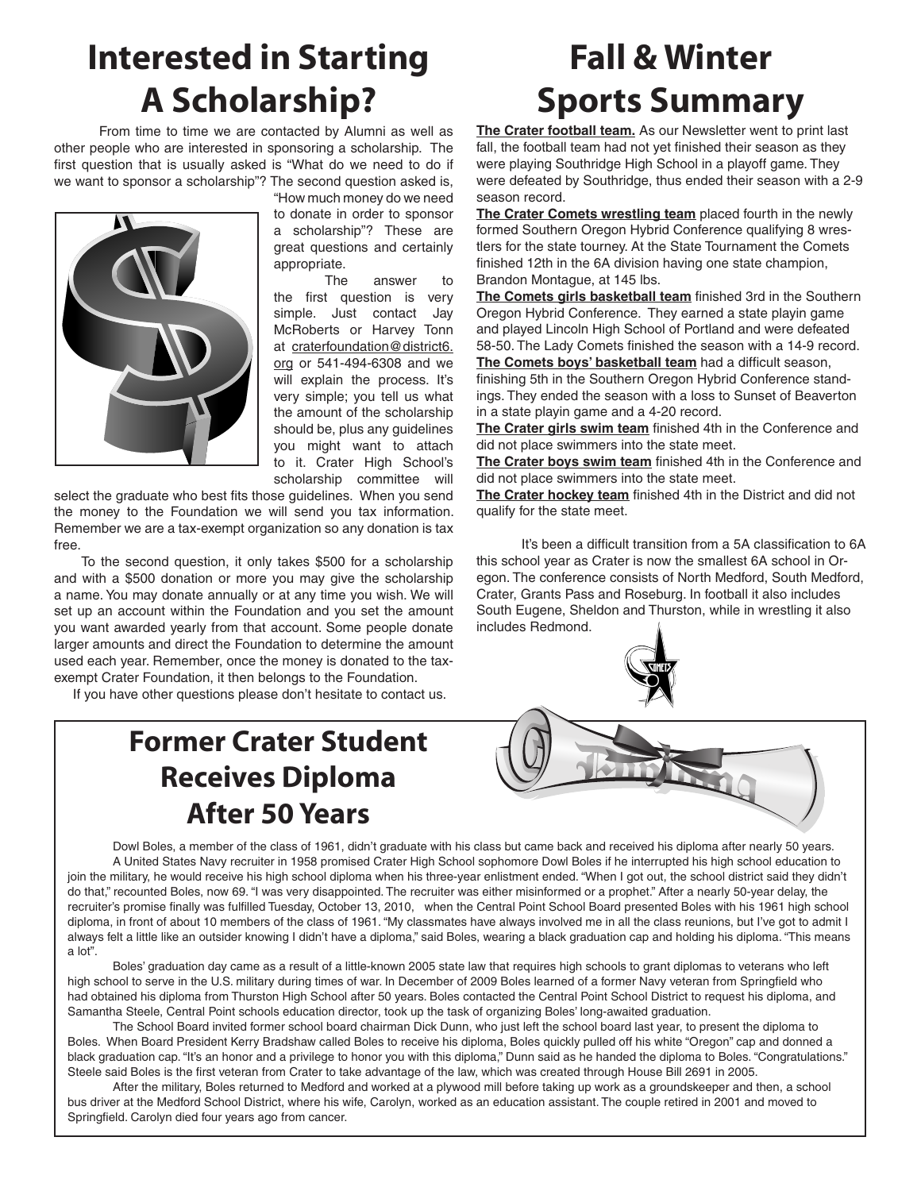# Interested in Starting A Scholarship?

From time to time we are contacted by Alumni as well as other people who are interested in sponsoring a scholarship. The first question that is usually asked is "What do we need to do if we want to sponsor a scholarship"? The second question asked is, "How much money do we need to donate in order to sponsor a scholarship"? These are great questions and certainly appropriate.

The answer to the first question is very simple. Just contact Jay McRoberts or Harvey Tonn at craterfoundation@district6.org or 541-494-6308 and we will explain the process. It's very simple; you tell us what the amount of the scholarship should be, plus any guidelines you might want to attach to it. Crater High School's scholarship committee will select the graduate who best fits those guidelines. When you send the money to the Foundation we will send you tax information. Remember we are a tax-exempt organization so any donation is tax free.

To the second question, it only takes $500 for a scholarship and with a $500 donation or more you may give the scholarship a name. You may donate annually or at any time you wish. We will set up an account within the Foundation and you set the amount you want awarded yearly from that account. Some people donate larger amounts and direct the Foundation to determine the amount used each year. Remember, once the money is donated to the tax-exempt Crater Foundation, it then belongs to the Foundation.

If you have other questions please don't hesitate to contact us.

# Fall & Winter Sports Summary

**The Crater football team.** As our Newsletter went to print last fall, the football team had not yet finished their season as they were playing Southridge High School in a playoff game. They were defeated by Southridge, thus ended their season with a 2-9 season record.

**The Crater Comets wrestling team** placed fourth in the newly formed Southern Oregon Hybrid Conference qualifying 8 wrestlers for the state tourney. At the State Tournament the Comets finished 12th in the 6A division having one state champion, Brandon Montague, at 145 lbs.

**The Comets girls basketball team** finished 3rd in the Southern Oregon Hybrid Conference. They earned a state playin game and played Lincoln High School of Portland and were defeated 58-50. The Lady Comets finished the season with a 14-9 record.

**The Comets boys' basketball team** had a difficult season, finishing 5th in the Southern Oregon Hybrid Conference standings. They ended the season with a loss to Sunset of Beaverton in a state playin game and a 4-20 record.

**The Crater girls swim team** finished 4th in the Conference and did not place swimmers into the state meet.

**The Crater boys swim team** finished 4th in the Conference and did not place swimmers into the state meet.

**The Crater hockey team** finished 4th in the District and did not qualify for the state meet.

It's been a difficult transition from a 5A classification to 6A this school year as Crater is now the smallest 6A school in Oregon. The conference consists of North Medford, South Medford, Crater, Grants Pass and Roseburg. In football it also includes South Eugene, Sheldon and Thurston, while in wrestling it also includes Redmond.

# Former Crater Student Receives Diploma After 50 Years

Dowl Boles, a member of the class of 1961, didn't graduate with his class but came back and received his diploma after nearly 50 years.

A United States Navy recruiter in 1958 promised Crater High School sophomore Dowl Boles if he interrupted his high school education to join the military, he would receive his high school diploma when his three-year enlistment ended. "When I got out, the school district said they didn't do that," recounted Boles, now 69. "I was very disappointed. The recruiter was either misinformed or a prophet." After a nearly 50-year delay, the recruiter's promise finally was fulfilled Tuesday, October 13, 2010, when the Central Point School Board presented Boles with his 1961 high school diploma, in front of about 10 members of the class of 1961. "My classmates have always involved me in all the class reunions, but I've got to admit I always felt a little like an outsider knowing I didn't have a diploma," said Boles, wearing a black graduation cap and holding his diploma. "This means a lot".

Boles' graduation day came as a result of a little-known 2005 state law that requires high schools to grant diplomas to veterans who left high school to serve in the U.S. military during times of war. In December of 2009 Boles learned of a former Navy veteran from Springfield who had obtained his diploma from Thurston High School after 50 years. Boles contacted the Central Point School District to request his diploma, and Samantha Steele, Central Point schools education director, took up the task of organizing Boles' long-awaited graduation.

The School Board invited former school board chairman Dick Dunn, who just left the school board last year, to present the diploma to Boles. When Board President Kerry Bradshaw called Boles to receive his diploma, Boles quickly pulled off his white "Oregon" cap and donned a black graduation cap. "It's an honor and a privilege to honor you with this diploma," Dunn said as he handed the diploma to Boles. "Congratulations." Steele said Boles is the first veteran from Crater to take advantage of the law, which was created through House Bill 2691 in 2005.

After the military, Boles returned to Medford and worked at a plywood mill before taking up work as a groundskeeper and then, a school bus driver at the Medford School District, where his wife, Carolyn, worked as an education assistant. The couple retired in 2001 and moved to Springfield. Carolyn died four years ago from cancer.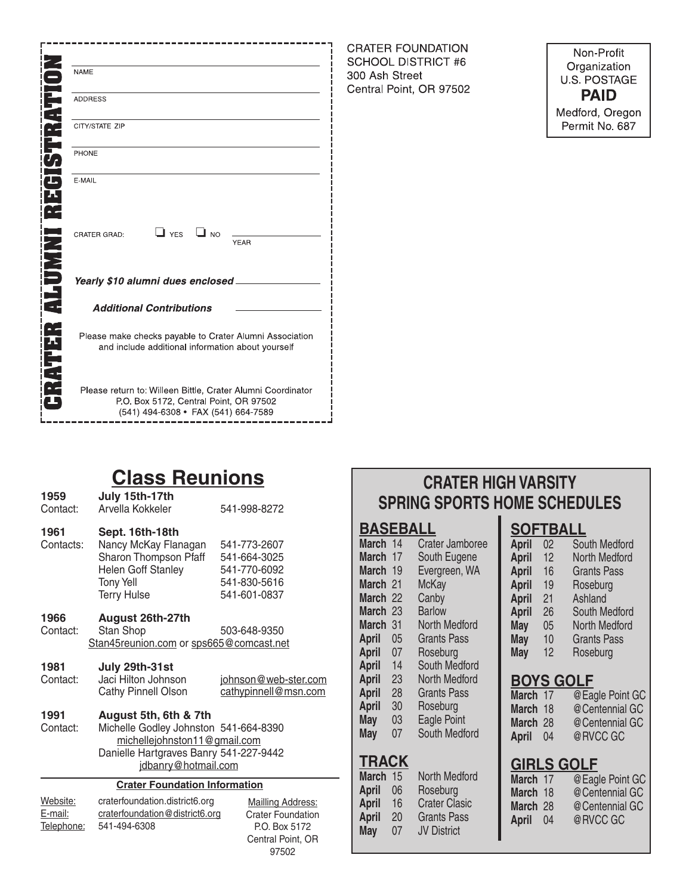## CRATER ALUMNI REGISTRATION

NAME ______________________

ADDRESS ______________________

CITY/STATE ZIP ______________________

PHONE ______________________

E-MAIL ______________________

CRATER GRAD: ❏ YES ❏ NO ________ YEAR

***Yearly $10 alumni dues enclosed*** ________

***Additional Contributions*** ________

Please make checks payable to Crater Alumni Association and include additional information about yourself

Please return to: Willeen Bittle, Crater Alumni Coordinator
P.O. Box 5172, Central Point, OR 97502
(541) 494-6308 • FAX (541) 664-7589

CRATER FOUNDATION
SCHOOL DISTRICT #6
300 Ash Street
Central Point, OR 97502

Non-Profit
Organization
U.S. POSTAGE
**PAID**
Medford, Oregon
Permit No. 687

# Class Reunions

**1959** — **July 15th-17th**
Contact: Arvella Kokkeler 541-998-8272

**1961** — **Sept. 16th-18th**
Contacts:
Nancy McKay Flanagan 541-773-2607
Sharon Thompson Pfaff 541-664-3025
Helen Goff Stanley 541-770-6092
Tony Yell 541-830-5616
Terry Hulse 541-601-0837

**1966** — **August 26th-27th**
Contact: Stan Shop 503-648-9350
Stan45reunion.com or sps665@comcast.net

**1981** — **July 29th-31st**
Contact:
Jaci Hilton Johnson johnson@web-ster.com
Cathy Pinnell Olson cathypinnell@msn.com

**1991** — **August 5th, 6th & 7th**
Contact:
Michelle Godley Johnston 541-664-8390
michellejohnston11@gmail.com
Danielle Hartgraves Banry 541-227-9442
jdbanry@hotmail.com

### Crater Foundation Information

Website: craterfoundation.district6.org
E-mail: craterfoundation@district6.org
Telephone: 541-494-6308

Mailling Address:
Crater Foundation
P.O. Box 5172
Central Point, OR
97502

# CRATER HIGH VARSITY SPRING SPORTS HOME SCHEDULES

## BASEBALL

| | | |
|---|---|---|
| **March** | 14 | Crater Jamboree |
| **March** | 17 | South Eugene |
| **March** | 19 | Evergreen, WA |
| **March** | 21 | McKay |
| **March** | 22 | Canby |
| **March** | 23 | Barlow |
| **March** | 31 | North Medford |
| **April** | 05 | Grants Pass |
| **April** | 07 | Roseburg |
| **April** | 14 | South Medford |
| **April** | 23 | North Medford |
| **April** | 28 | Grants Pass |
| **April** | 30 | Roseburg |
| **May** | 03 | Eagle Point |
| **May** | 07 | South Medford |

## TRACK

| | | |
|---|---|---|
| **March** | 15 | North Medford |
| **April** | 06 | Roseburg |
| **April** | 16 | Crater Clasic |
| **April** | 20 | Grants Pass |
| **May** | 07 | JV District |

## SOFTBALL

| | | |
|---|---|---|
| **April** | 02 | South Medford |
| **April** | 12 | North Medford |
| **April** | 16 | Grants Pass |
| **April** | 19 | Roseburg |
| **April** | 21 | Ashland |
| **April** | 26 | South Medford |
| **May** | 05 | North Medford |
| **May** | 10 | Grants Pass |
| **May** | 12 | Roseburg |

## BOYS GOLF

| | | |
|---|---|---|
| **March** | 17 | @Eagle Point GC |
| **March** | 18 | @Centennial GC |
| **March** | 28 | @Centennial GC |
| **April** | 04 | @RVCC GC |

## GIRLS GOLF

| | | |
|---|---|---|
| **March** | 17 | @Eagle Point GC |
| **March** | 18 | @Centennial GC |
| **March** | 28 | @Centennial GC |
| **April** | 04 | @RVCC GC |